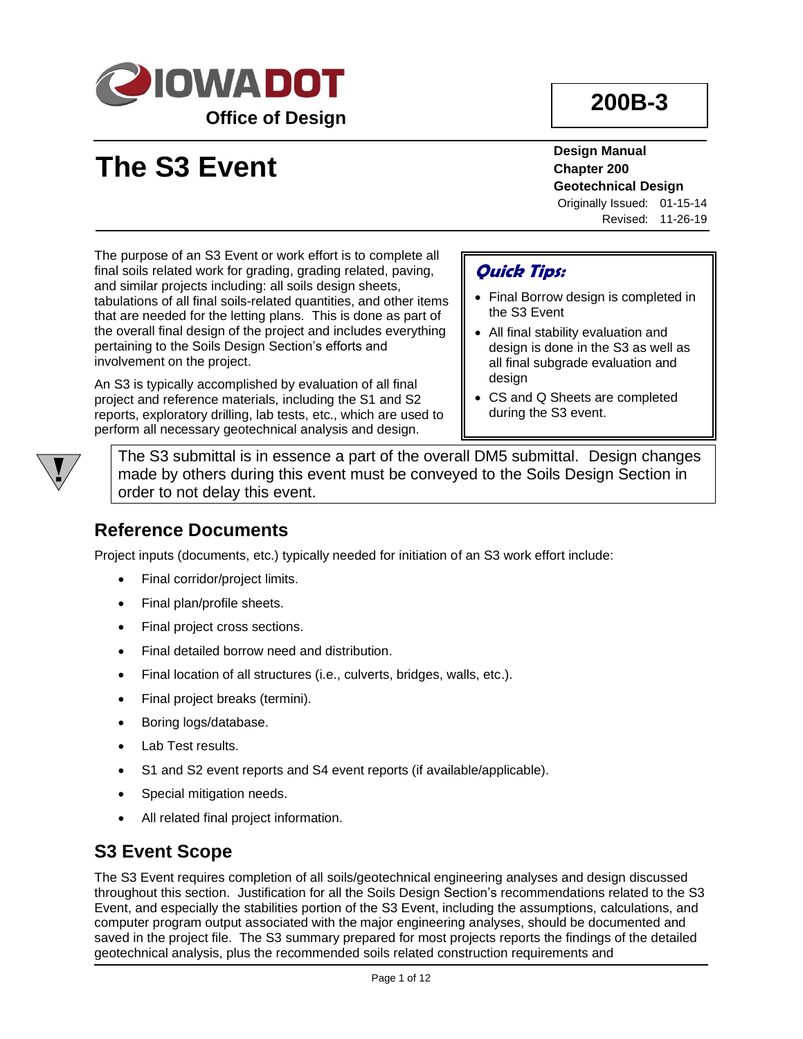# The S3 Event

**200B-3**

**Design Manual**
**Chapter 200**
**Geotechnical Design**
Originally Issued: 01-15-14
Revised: 11-26-19

The purpose of an S3 Event or work effort is to complete all final soils related work for grading, grading related, paving, and similar projects including: all soils design sheets, tabulations of all final soils-related quantities, and other items that are needed for the letting plans. This is done as part of the overall final design of the project and includes everything pertaining to the Soils Design Section's efforts and involvement on the project.

An S3 is typically accomplished by evaluation of all final project and reference materials, including the S1 and S2 reports, exploratory drilling, lab tests, etc., which are used to perform all necessary geotechnical analysis and design.

***Quick Tips:***

- Final Borrow design is completed in the S3 Event
- All final stability evaluation and design is done in the S3 as well as all final subgrade evaluation and design
- CS and Q Sheets are completed during the S3 event.

> The S3 submittal is in essence a part of the overall DM5 submittal. Design changes made by others during this event must be conveyed to the Soils Design Section in order to not delay this event.

## Reference Documents

Project inputs (documents, etc.) typically needed for initiation of an S3 work effort include:

- Final corridor/project limits.
- Final plan/profile sheets.
- Final project cross sections.
- Final detailed borrow need and distribution.
- Final location of all structures (i.e., culverts, bridges, walls, etc.).
- Final project breaks (termini).
- Boring logs/database.
- Lab Test results.
- S1 and S2 event reports and S4 event reports (if available/applicable).
- Special mitigation needs.
- All related final project information.

## S3 Event Scope

The S3 Event requires completion of all soils/geotechnical engineering analyses and design discussed throughout this section. Justification for all the Soils Design Section's recommendations related to the S3 Event, and especially the stabilities portion of the S3 Event, including the assumptions, calculations, and computer program output associated with the major engineering analyses, should be documented and saved in the project file. The S3 summary prepared for most projects reports the findings of the detailed geotechnical analysis, plus the recommended soils related construction requirements and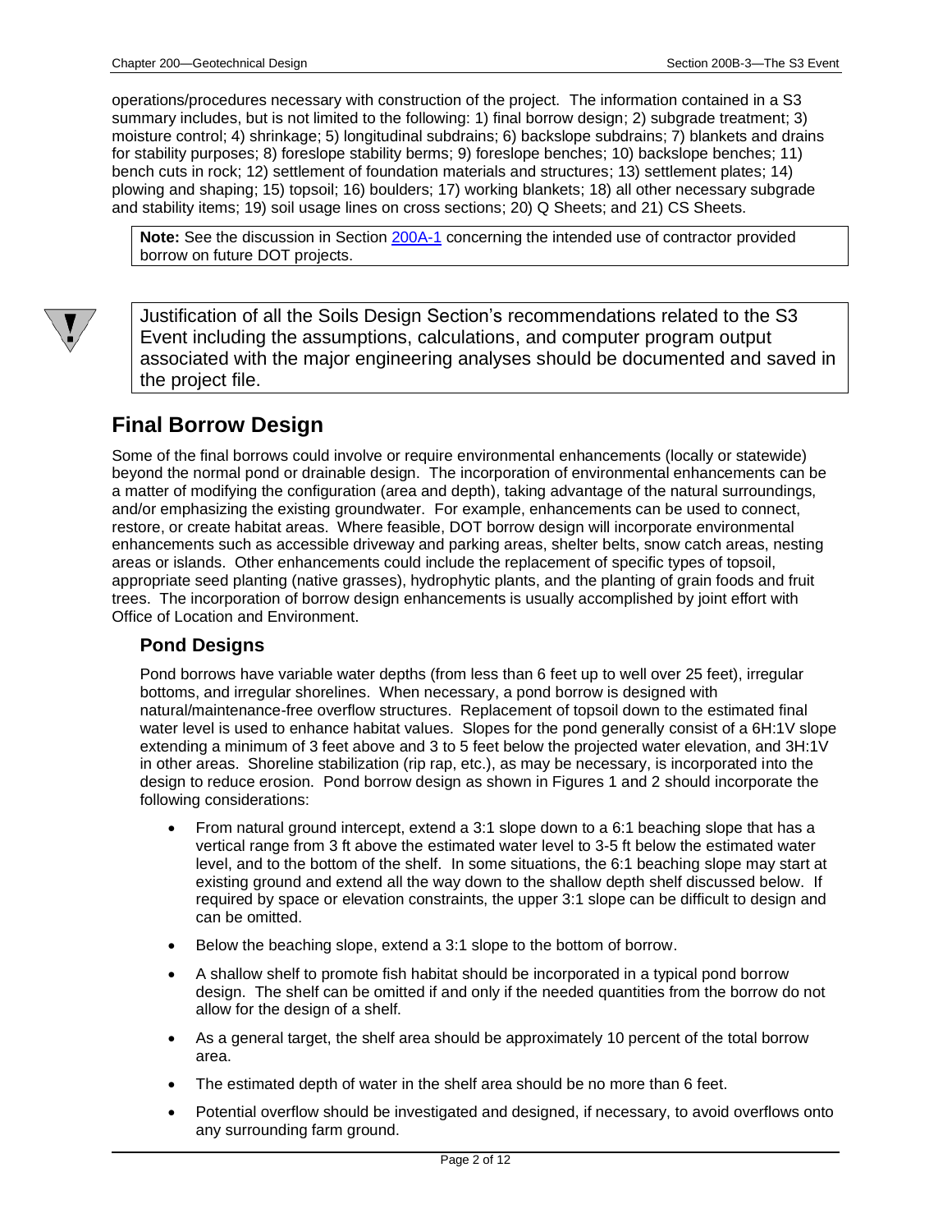operations/procedures necessary with construction of the project. The information contained in a S3 summary includes, but is not limited to the following: 1) final borrow design; 2) subgrade treatment; 3) moisture control; 4) shrinkage; 5) longitudinal subdrains; 6) backslope subdrains; 7) blankets and drains for stability purposes; 8) foreslope stability berms; 9) foreslope benches; 10) backslope benches; 11) bench cuts in rock; 12) settlement of foundation materials and structures; 13) settlement plates; 14) plowing and shaping; 15) topsoil; 16) boulders; 17) working blankets; 18) all other necessary subgrade and stability items; 19) soil usage lines on cross sections; 20) Q Sheets; and 21) CS Sheets.

> **Note:** See the discussion in Section 200A-1 concerning the intended use of contractor provided borrow on future DOT projects.

> Justification of all the Soils Design Section's recommendations related to the S3 Event including the assumptions, calculations, and computer program output associated with the major engineering analyses should be documented and saved in the project file.

## Final Borrow Design

Some of the final borrows could involve or require environmental enhancements (locally or statewide) beyond the normal pond or drainable design. The incorporation of environmental enhancements can be a matter of modifying the configuration (area and depth), taking advantage of the natural surroundings, and/or emphasizing the existing groundwater. For example, enhancements can be used to connect, restore, or create habitat areas. Where feasible, DOT borrow design will incorporate environmental enhancements such as accessible driveway and parking areas, shelter belts, snow catch areas, nesting areas or islands. Other enhancements could include the replacement of specific types of topsoil, appropriate seed planting (native grasses), hydrophytic plants, and the planting of grain foods and fruit trees. The incorporation of borrow design enhancements is usually accomplished by joint effort with Office of Location and Environment.

### Pond Designs

Pond borrows have variable water depths (from less than 6 feet up to well over 25 feet), irregular bottoms, and irregular shorelines. When necessary, a pond borrow is designed with natural/maintenance-free overflow structures. Replacement of topsoil down to the estimated final water level is used to enhance habitat values. Slopes for the pond generally consist of a 6H:1V slope extending a minimum of 3 feet above and 3 to 5 feet below the projected water elevation, and 3H:1V in other areas. Shoreline stabilization (rip rap, etc.), as may be necessary, is incorporated into the design to reduce erosion. Pond borrow design as shown in Figures 1 and 2 should incorporate the following considerations:

- From natural ground intercept, extend a 3:1 slope down to a 6:1 beaching slope that has a vertical range from 3 ft above the estimated water level to 3-5 ft below the estimated water level, and to the bottom of the shelf. In some situations, the 6:1 beaching slope may start at existing ground and extend all the way down to the shallow depth shelf discussed below. If required by space or elevation constraints, the upper 3:1 slope can be difficult to design and can be omitted.
- Below the beaching slope, extend a 3:1 slope to the bottom of borrow.
- A shallow shelf to promote fish habitat should be incorporated in a typical pond borrow design. The shelf can be omitted if and only if the needed quantities from the borrow do not allow for the design of a shelf.
- As a general target, the shelf area should be approximately 10 percent of the total borrow area.
- The estimated depth of water in the shelf area should be no more than 6 feet.
- Potential overflow should be investigated and designed, if necessary, to avoid overflows onto any surrounding farm ground.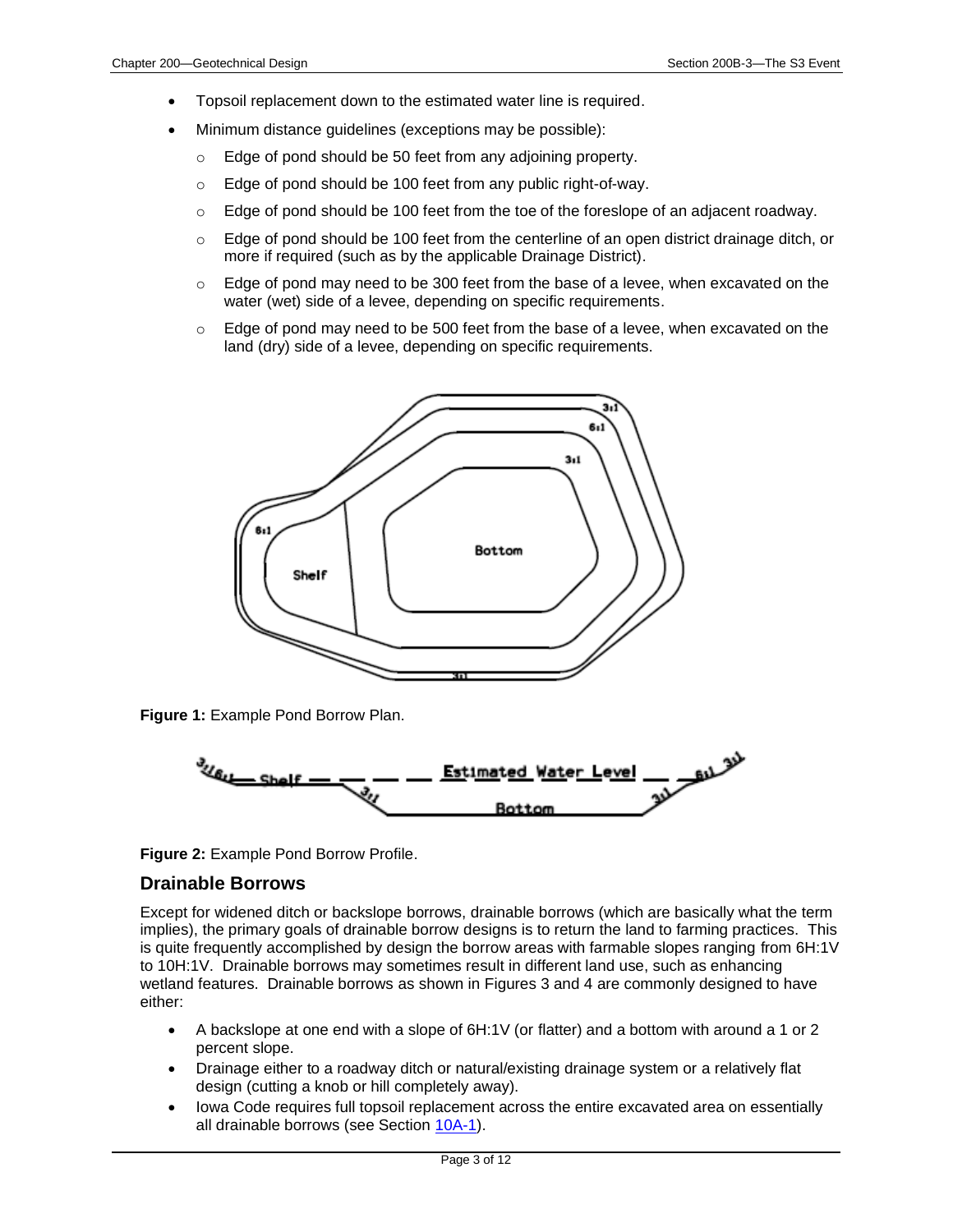- Topsoil replacement down to the estimated water line is required.
- Minimum distance guidelines (exceptions may be possible):
  - Edge of pond should be 50 feet from any adjoining property.
  - Edge of pond should be 100 feet from any public right-of-way.
  - Edge of pond should be 100 feet from the toe of the foreslope of an adjacent roadway.
  - Edge of pond should be 100 feet from the centerline of an open district drainage ditch, or more if required (such as by the applicable Drainage District).
  - Edge of pond may need to be 300 feet from the base of a levee, when excavated on the water (wet) side of a levee, depending on specific requirements.
  - Edge of pond may need to be 500 feet from the base of a levee, when excavated on the land (dry) side of a levee, depending on specific requirements.

**Figure 1:** Example Pond Borrow Plan.

**Figure 2:** Example Pond Borrow Profile.

## Drainable Borrows

Except for widened ditch or backslope borrows, drainable borrows (which are basically what the term implies), the primary goals of drainable borrow designs is to return the land to farming practices. This is quite frequently accomplished by design the borrow areas with farmable slopes ranging from 6H:1V to 10H:1V. Drainable borrows may sometimes result in different land use, such as enhancing wetland features. Drainable borrows as shown in Figures 3 and 4 are commonly designed to have either:

- A backslope at one end with a slope of 6H:1V (or flatter) and a bottom with around a 1 or 2 percent slope.
- Drainage either to a roadway ditch or natural/existing drainage system or a relatively flat design (cutting a knob or hill completely away).
- Iowa Code requires full topsoil replacement across the entire excavated area on essentially all drainable borrows (see Section 10A-1).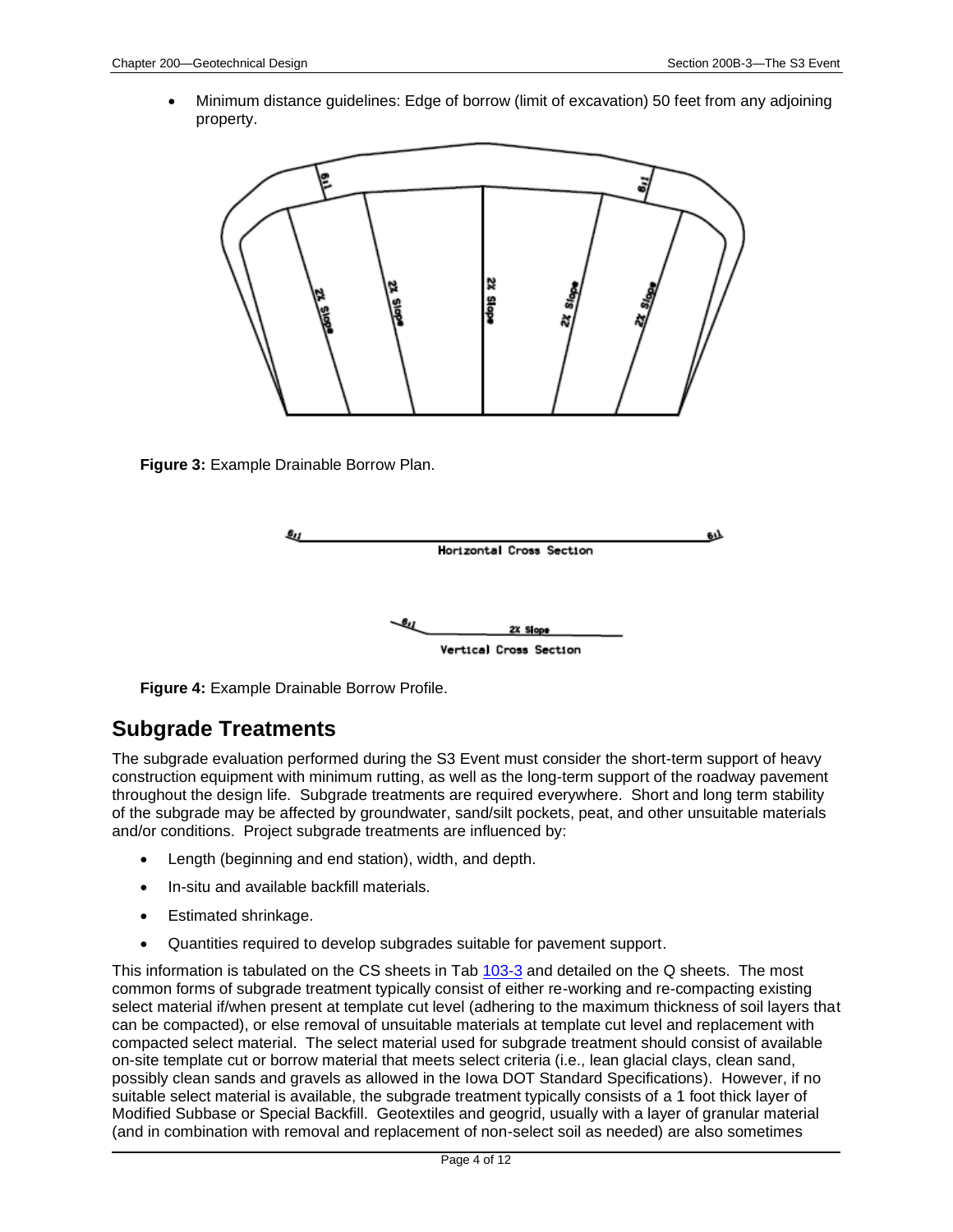- Minimum distance guidelines: Edge of borrow (limit of excavation) 50 feet from any adjoining property.

**Figure 3:** Example Drainable Borrow Plan.

**Figure 4:** Example Drainable Borrow Profile.

## Subgrade Treatments

The subgrade evaluation performed during the S3 Event must consider the short-term support of heavy construction equipment with minimum rutting, as well as the long-term support of the roadway pavement throughout the design life. Subgrade treatments are required everywhere. Short and long term stability of the subgrade may be affected by groundwater, sand/silt pockets, peat, and other unsuitable materials and/or conditions. Project subgrade treatments are influenced by:

- Length (beginning and end station), width, and depth.
- In-situ and available backfill materials.
- Estimated shrinkage.
- Quantities required to develop subgrades suitable for pavement support.

This information is tabulated on the CS sheets in Tab 103-3 and detailed on the Q sheets. The most common forms of subgrade treatment typically consist of either re-working and re-compacting existing select material if/when present at template cut level (adhering to the maximum thickness of soil layers that can be compacted), or else removal of unsuitable materials at template cut level and replacement with compacted select material. The select material used for subgrade treatment should consist of available on-site template cut or borrow material that meets select criteria (i.e., lean glacial clays, clean sand, possibly clean sands and gravels as allowed in the Iowa DOT Standard Specifications). However, if no suitable select material is available, the subgrade treatment typically consists of a 1 foot thick layer of Modified Subbase or Special Backfill. Geotextiles and geogrid, usually with a layer of granular material (and in combination with removal and replacement of non-select soil as needed) are also sometimes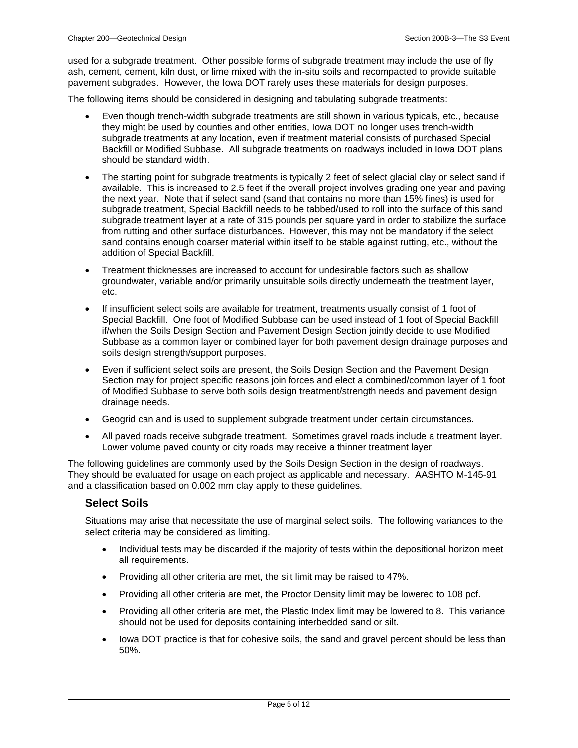used for a subgrade treatment. Other possible forms of subgrade treatment may include the use of fly ash, cement, cement, kiln dust, or lime mixed with the in-situ soils and recompacted to provide suitable pavement subgrades. However, the Iowa DOT rarely uses these materials for design purposes.

The following items should be considered in designing and tabulating subgrade treatments:

- Even though trench-width subgrade treatments are still shown in various typicals, etc., because they might be used by counties and other entities, Iowa DOT no longer uses trench-width subgrade treatments at any location, even if treatment material consists of purchased Special Backfill or Modified Subbase. All subgrade treatments on roadways included in Iowa DOT plans should be standard width.
- The starting point for subgrade treatments is typically 2 feet of select glacial clay or select sand if available. This is increased to 2.5 feet if the overall project involves grading one year and paving the next year. Note that if select sand (sand that contains no more than 15% fines) is used for subgrade treatment, Special Backfill needs to be tabbed/used to roll into the surface of this sand subgrade treatment layer at a rate of 315 pounds per square yard in order to stabilize the surface from rutting and other surface disturbances. However, this may not be mandatory if the select sand contains enough coarser material within itself to be stable against rutting, etc., without the addition of Special Backfill.
- Treatment thicknesses are increased to account for undesirable factors such as shallow groundwater, variable and/or primarily unsuitable soils directly underneath the treatment layer, etc.
- If insufficient select soils are available for treatment, treatments usually consist of 1 foot of Special Backfill. One foot of Modified Subbase can be used instead of 1 foot of Special Backfill if/when the Soils Design Section and Pavement Design Section jointly decide to use Modified Subbase as a common layer or combined layer for both pavement design drainage purposes and soils design strength/support purposes.
- Even if sufficient select soils are present, the Soils Design Section and the Pavement Design Section may for project specific reasons join forces and elect a combined/common layer of 1 foot of Modified Subbase to serve both soils design treatment/strength needs and pavement design drainage needs.
- Geogrid can and is used to supplement subgrade treatment under certain circumstances.
- All paved roads receive subgrade treatment. Sometimes gravel roads include a treatment layer. Lower volume paved county or city roads may receive a thinner treatment layer.

The following guidelines are commonly used by the Soils Design Section in the design of roadways. They should be evaluated for usage on each project as applicable and necessary. AASHTO M-145-91 and a classification based on 0.002 mm clay apply to these guidelines.

### Select Soils

Situations may arise that necessitate the use of marginal select soils. The following variances to the select criteria may be considered as limiting.

- Individual tests may be discarded if the majority of tests within the depositional horizon meet all requirements.
- Providing all other criteria are met, the silt limit may be raised to 47%.
- Providing all other criteria are met, the Proctor Density limit may be lowered to 108 pcf.
- Providing all other criteria are met, the Plastic Index limit may be lowered to 8. This variance should not be used for deposits containing interbedded sand or silt.
- Iowa DOT practice is that for cohesive soils, the sand and gravel percent should be less than 50%.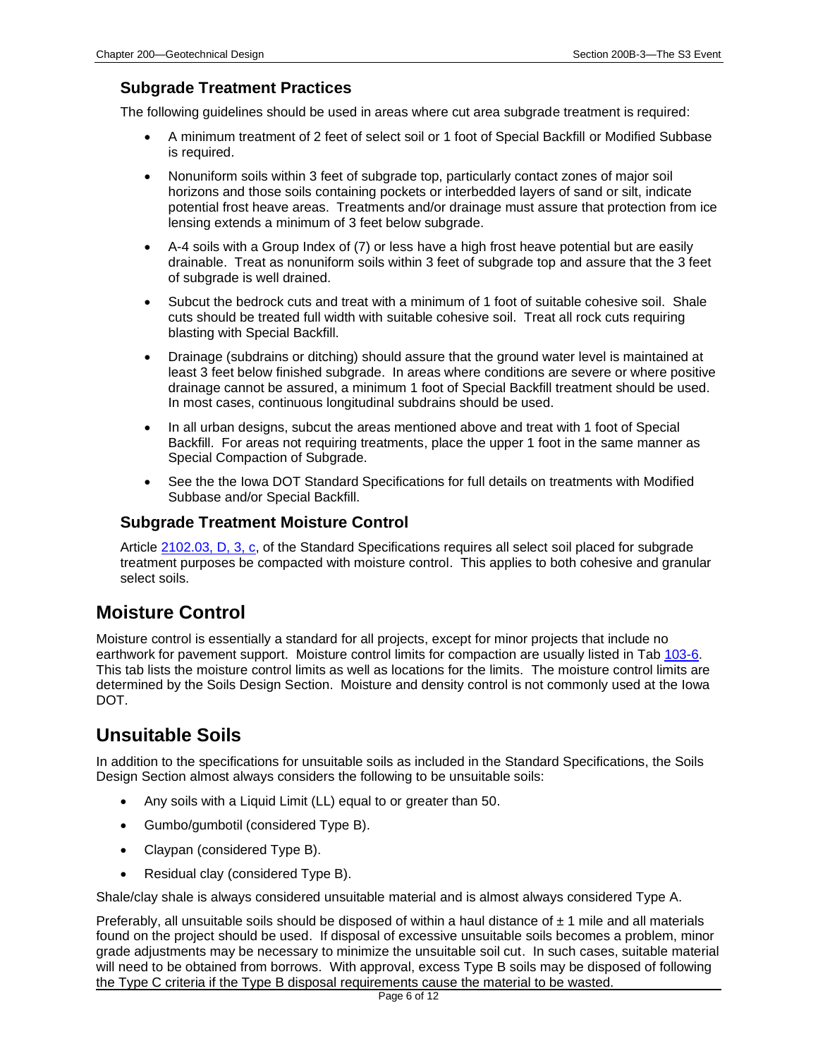### Subgrade Treatment Practices

The following guidelines should be used in areas where cut area subgrade treatment is required:

- A minimum treatment of 2 feet of select soil or 1 foot of Special Backfill or Modified Subbase is required.
- Nonuniform soils within 3 feet of subgrade top, particularly contact zones of major soil horizons and those soils containing pockets or interbedded layers of sand or silt, indicate potential frost heave areas. Treatments and/or drainage must assure that protection from ice lensing extends a minimum of 3 feet below subgrade.
- A-4 soils with a Group Index of (7) or less have a high frost heave potential but are easily drainable. Treat as nonuniform soils within 3 feet of subgrade top and assure that the 3 feet of subgrade is well drained.
- Subcut the bedrock cuts and treat with a minimum of 1 foot of suitable cohesive soil. Shale cuts should be treated full width with suitable cohesive soil. Treat all rock cuts requiring blasting with Special Backfill.
- Drainage (subdrains or ditching) should assure that the ground water level is maintained at least 3 feet below finished subgrade. In areas where conditions are severe or where positive drainage cannot be assured, a minimum 1 foot of Special Backfill treatment should be used. In most cases, continuous longitudinal subdrains should be used.
- In all urban designs, subcut the areas mentioned above and treat with 1 foot of Special Backfill. For areas not requiring treatments, place the upper 1 foot in the same manner as Special Compaction of Subgrade.
- See the the Iowa DOT Standard Specifications for full details on treatments with Modified Subbase and/or Special Backfill.

### Subgrade Treatment Moisture Control

Article 2102.03, D, 3, c, of the Standard Specifications requires all select soil placed for subgrade treatment purposes be compacted with moisture control. This applies to both cohesive and granular select soils.

## Moisture Control

Moisture control is essentially a standard for all projects, except for minor projects that include no earthwork for pavement support. Moisture control limits for compaction are usually listed in Tab 103-6. This tab lists the moisture control limits as well as locations for the limits. The moisture control limits are determined by the Soils Design Section. Moisture and density control is not commonly used at the Iowa DOT.

## Unsuitable Soils

In addition to the specifications for unsuitable soils as included in the Standard Specifications, the Soils Design Section almost always considers the following to be unsuitable soils:

- Any soils with a Liquid Limit (LL) equal to or greater than 50.
- Gumbo/gumbotil (considered Type B).
- Claypan (considered Type B).
- Residual clay (considered Type B).

Shale/clay shale is always considered unsuitable material and is almost always considered Type A.

Preferably, all unsuitable soils should be disposed of within a haul distance of ± 1 mile and all materials found on the project should be used. If disposal of excessive unsuitable soils becomes a problem, minor grade adjustments may be necessary to minimize the unsuitable soil cut. In such cases, suitable material will need to be obtained from borrows. With approval, excess Type B soils may be disposed of following the Type C criteria if the Type B disposal requirements cause the material to be wasted.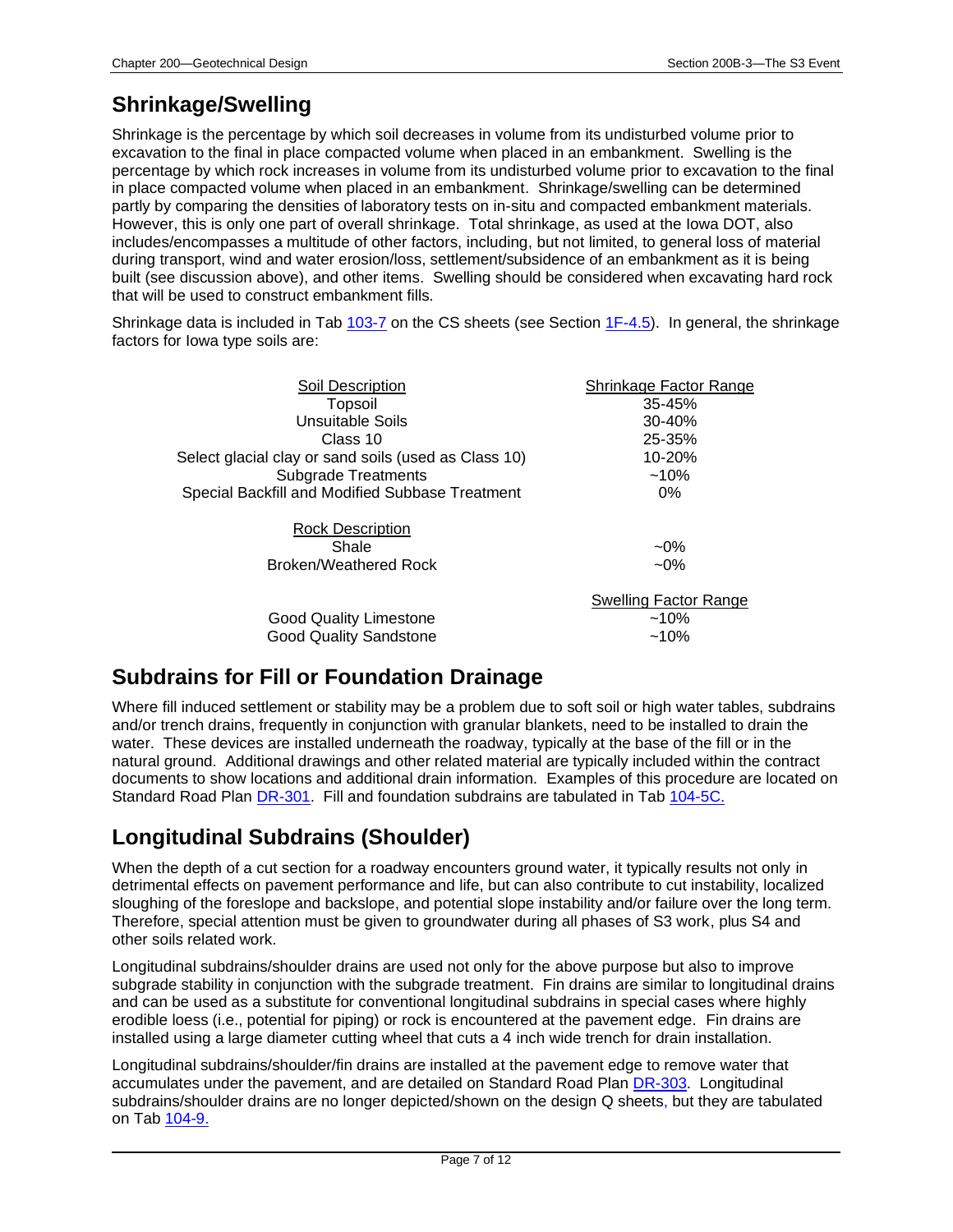## Shrinkage/Swelling

Shrinkage is the percentage by which soil decreases in volume from its undisturbed volume prior to excavation to the final in place compacted volume when placed in an embankment. Swelling is the percentage by which rock increases in volume from its undisturbed volume prior to excavation to the final in place compacted volume when placed in an embankment. Shrinkage/swelling can be determined partly by comparing the densities of laboratory tests on in-situ and compacted embankment materials. However, this is only one part of overall shrinkage. Total shrinkage, as used at the Iowa DOT, also includes/encompasses a multitude of other factors, including, but not limited, to general loss of material during transport, wind and water erosion/loss, settlement/subsidence of an embankment as it is being built (see discussion above), and other items. Swelling should be considered when excavating hard rock that will be used to construct embankment fills.

Shrinkage data is included in Tab 103-7 on the CS sheets (see Section 1F-4.5). In general, the shrinkage factors for Iowa type soils are:

| Soil Description | Shrinkage Factor Range |
|---|---|
| Topsoil | 35-45% |
| Unsuitable Soils | 30-40% |
| Class 10 | 25-35% |
| Select glacial clay or sand soils (used as Class 10) | 10-20% |
| Subgrade Treatments | ~10% |
| Special Backfill and Modified Subbase Treatment | 0% |
| **Rock Description** | |
| Shale | ~0% |
| Broken/Weathered Rock | ~0% |
| | **Swelling Factor Range** |
| Good Quality Limestone | ~10% |
| Good Quality Sandstone | ~10% |

## Subdrains for Fill or Foundation Drainage

Where fill induced settlement or stability may be a problem due to soft soil or high water tables, subdrains and/or trench drains, frequently in conjunction with granular blankets, need to be installed to drain the water. These devices are installed underneath the roadway, typically at the base of the fill or in the natural ground. Additional drawings and other related material are typically included within the contract documents to show locations and additional drain information. Examples of this procedure are located on Standard Road Plan DR-301. Fill and foundation subdrains are tabulated in Tab 104-5C.

## Longitudinal Subdrains (Shoulder)

When the depth of a cut section for a roadway encounters ground water, it typically results not only in detrimental effects on pavement performance and life, but can also contribute to cut instability, localized sloughing of the foreslope and backslope, and potential slope instability and/or failure over the long term. Therefore, special attention must be given to groundwater during all phases of S3 work, plus S4 and other soils related work.

Longitudinal subdrains/shoulder drains are used not only for the above purpose but also to improve subgrade stability in conjunction with the subgrade treatment. Fin drains are similar to longitudinal drains and can be used as a substitute for conventional longitudinal subdrains in special cases where highly erodible loess (i.e., potential for piping) or rock is encountered at the pavement edge. Fin drains are installed using a large diameter cutting wheel that cuts a 4 inch wide trench for drain installation.

Longitudinal subdrains/shoulder/fin drains are installed at the pavement edge to remove water that accumulates under the pavement, and are detailed on Standard Road Plan DR-303. Longitudinal subdrains/shoulder drains are no longer depicted/shown on the design Q sheets, but they are tabulated on Tab 104-9.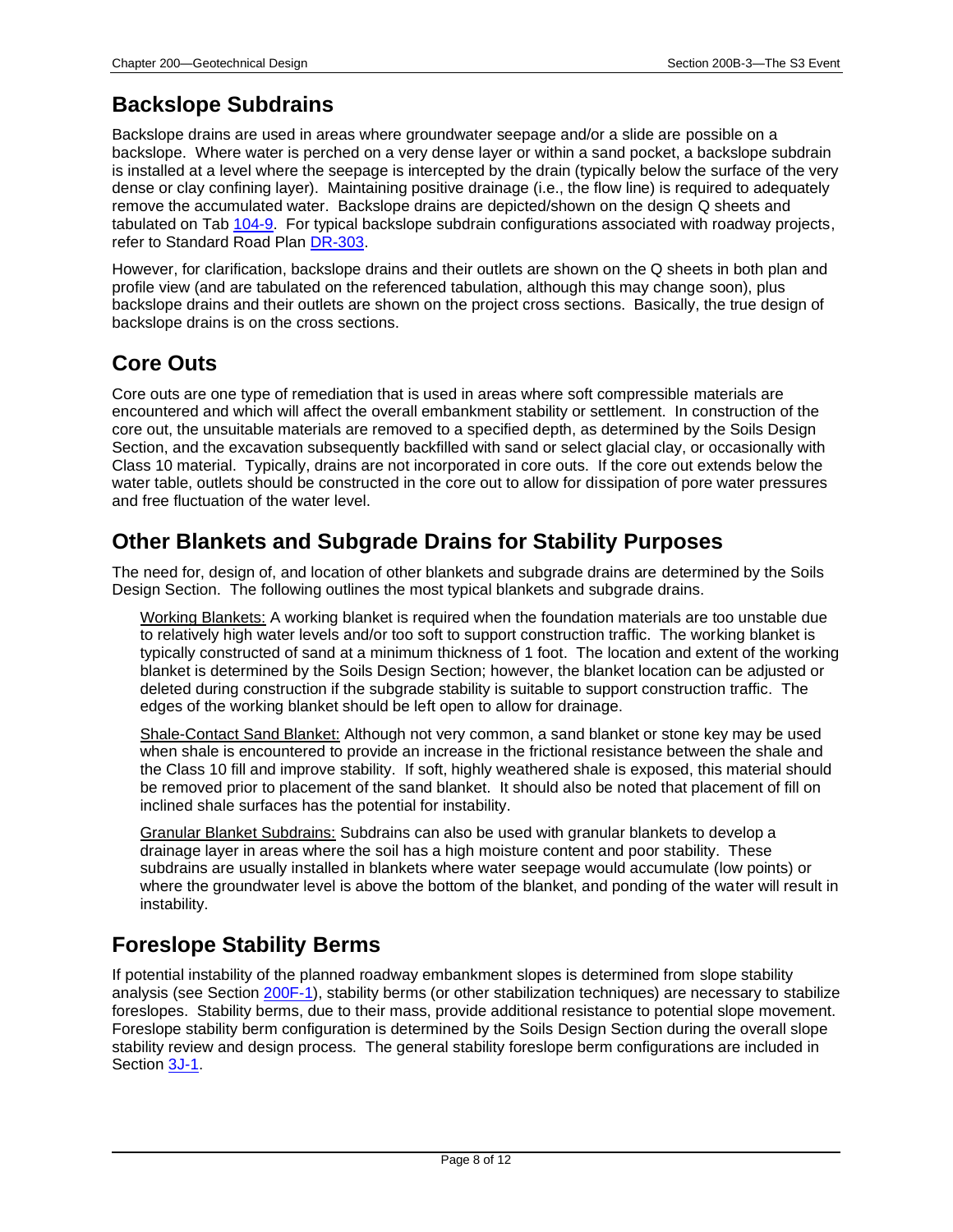## Backslope Subdrains

Backslope drains are used in areas where groundwater seepage and/or a slide are possible on a backslope. Where water is perched on a very dense layer or within a sand pocket, a backslope subdrain is installed at a level where the seepage is intercepted by the drain (typically below the surface of the very dense or clay confining layer). Maintaining positive drainage (i.e., the flow line) is required to adequately remove the accumulated water. Backslope drains are depicted/shown on the design Q sheets and tabulated on Tab 104-9. For typical backslope subdrain configurations associated with roadway projects, refer to Standard Road Plan DR-303.

However, for clarification, backslope drains and their outlets are shown on the Q sheets in both plan and profile view (and are tabulated on the referenced tabulation, although this may change soon), plus backslope drains and their outlets are shown on the project cross sections. Basically, the true design of backslope drains is on the cross sections.

## Core Outs

Core outs are one type of remediation that is used in areas where soft compressible materials are encountered and which will affect the overall embankment stability or settlement. In construction of the core out, the unsuitable materials are removed to a specified depth, as determined by the Soils Design Section, and the excavation subsequently backfilled with sand or select glacial clay, or occasionally with Class 10 material. Typically, drains are not incorporated in core outs. If the core out extends below the water table, outlets should be constructed in the core out to allow for dissipation of pore water pressures and free fluctuation of the water level.

## Other Blankets and Subgrade Drains for Stability Purposes

The need for, design of, and location of other blankets and subgrade drains are determined by the Soils Design Section. The following outlines the most typical blankets and subgrade drains.

Working Blankets: A working blanket is required when the foundation materials are too unstable due to relatively high water levels and/or too soft to support construction traffic. The working blanket is typically constructed of sand at a minimum thickness of 1 foot. The location and extent of the working blanket is determined by the Soils Design Section; however, the blanket location can be adjusted or deleted during construction if the subgrade stability is suitable to support construction traffic. The edges of the working blanket should be left open to allow for drainage.

Shale-Contact Sand Blanket: Although not very common, a sand blanket or stone key may be used when shale is encountered to provide an increase in the frictional resistance between the shale and the Class 10 fill and improve stability. If soft, highly weathered shale is exposed, this material should be removed prior to placement of the sand blanket. It should also be noted that placement of fill on inclined shale surfaces has the potential for instability.

Granular Blanket Subdrains: Subdrains can also be used with granular blankets to develop a drainage layer in areas where the soil has a high moisture content and poor stability. These subdrains are usually installed in blankets where water seepage would accumulate (low points) or where the groundwater level is above the bottom of the blanket, and ponding of the water will result in instability.

## Foreslope Stability Berms

If potential instability of the planned roadway embankment slopes is determined from slope stability analysis (see Section 200F-1), stability berms (or other stabilization techniques) are necessary to stabilize foreslopes. Stability berms, due to their mass, provide additional resistance to potential slope movement. Foreslope stability berm configuration is determined by the Soils Design Section during the overall slope stability review and design process. The general stability foreslope berm configurations are included in Section 3J-1.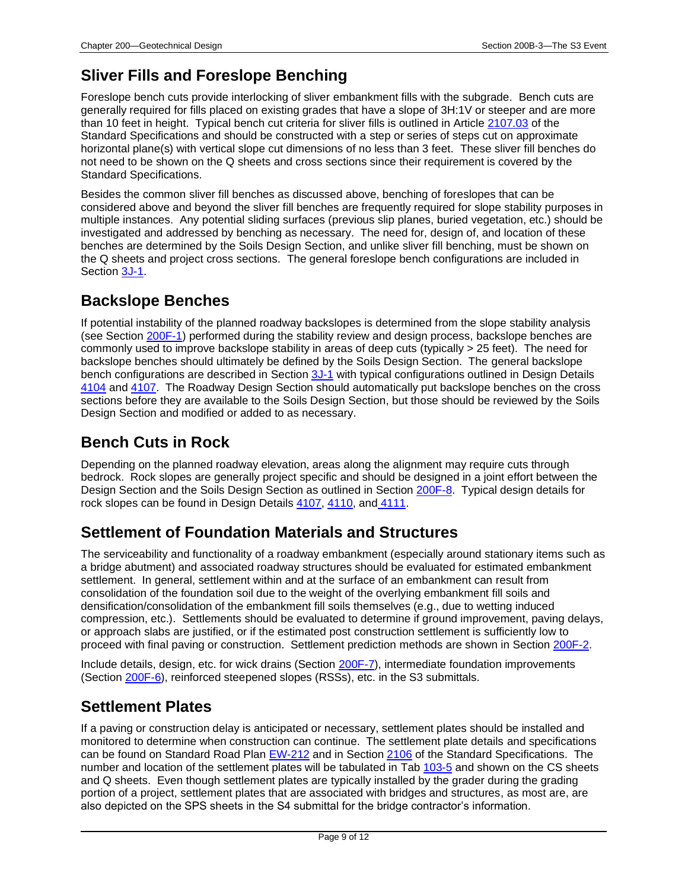## Sliver Fills and Foreslope Benching

Foreslope bench cuts provide interlocking of sliver embankment fills with the subgrade. Bench cuts are generally required for fills placed on existing grades that have a slope of 3H:1V or steeper and are more than 10 feet in height. Typical bench cut criteria for sliver fills is outlined in Article 2107.03 of the Standard Specifications and should be constructed with a step or series of steps cut on approximate horizontal plane(s) with vertical slope cut dimensions of no less than 3 feet. These sliver fill benches do not need to be shown on the Q sheets and cross sections since their requirement is covered by the Standard Specifications.

Besides the common sliver fill benches as discussed above, benching of foreslopes that can be considered above and beyond the sliver fill benches are frequently required for slope stability purposes in multiple instances. Any potential sliding surfaces (previous slip planes, buried vegetation, etc.) should be investigated and addressed by benching as necessary. The need for, design of, and location of these benches are determined by the Soils Design Section, and unlike sliver fill benching, must be shown on the Q sheets and project cross sections. The general foreslope bench configurations are included in Section 3J-1.

## Backslope Benches

If potential instability of the planned roadway backslopes is determined from the slope stability analysis (see Section 200F-1) performed during the stability review and design process, backslope benches are commonly used to improve backslope stability in areas of deep cuts (typically > 25 feet). The need for backslope benches should ultimately be defined by the Soils Design Section. The general backslope bench configurations are described in Section 3J-1 with typical configurations outlined in Design Details 4104 and 4107. The Roadway Design Section should automatically put backslope benches on the cross sections before they are available to the Soils Design Section, but those should be reviewed by the Soils Design Section and modified or added to as necessary.

## Bench Cuts in Rock

Depending on the planned roadway elevation, areas along the alignment may require cuts through bedrock. Rock slopes are generally project specific and should be designed in a joint effort between the Design Section and the Soils Design Section as outlined in Section 200F-8. Typical design details for rock slopes can be found in Design Details 4107, 4110, and 4111.

## Settlement of Foundation Materials and Structures

The serviceability and functionality of a roadway embankment (especially around stationary items such as a bridge abutment) and associated roadway structures should be evaluated for estimated embankment settlement. In general, settlement within and at the surface of an embankment can result from consolidation of the foundation soil due to the weight of the overlying embankment fill soils and densification/consolidation of the embankment fill soils themselves (e.g., due to wetting induced compression, etc.). Settlements should be evaluated to determine if ground improvement, paving delays, or approach slabs are justified, or if the estimated post construction settlement is sufficiently low to proceed with final paving or construction. Settlement prediction methods are shown in Section 200F-2.

Include details, design, etc. for wick drains (Section 200F-7), intermediate foundation improvements (Section 200F-6), reinforced steepened slopes (RSSs), etc. in the S3 submittals.

## Settlement Plates

If a paving or construction delay is anticipated or necessary, settlement plates should be installed and monitored to determine when construction can continue. The settlement plate details and specifications can be found on Standard Road Plan EW-212 and in Section 2106 of the Standard Specifications. The number and location of the settlement plates will be tabulated in Tab 103-5 and shown on the CS sheets and Q sheets. Even though settlement plates are typically installed by the grader during the grading portion of a project, settlement plates that are associated with bridges and structures, as most are, are also depicted on the SPS sheets in the S4 submittal for the bridge contractor's information.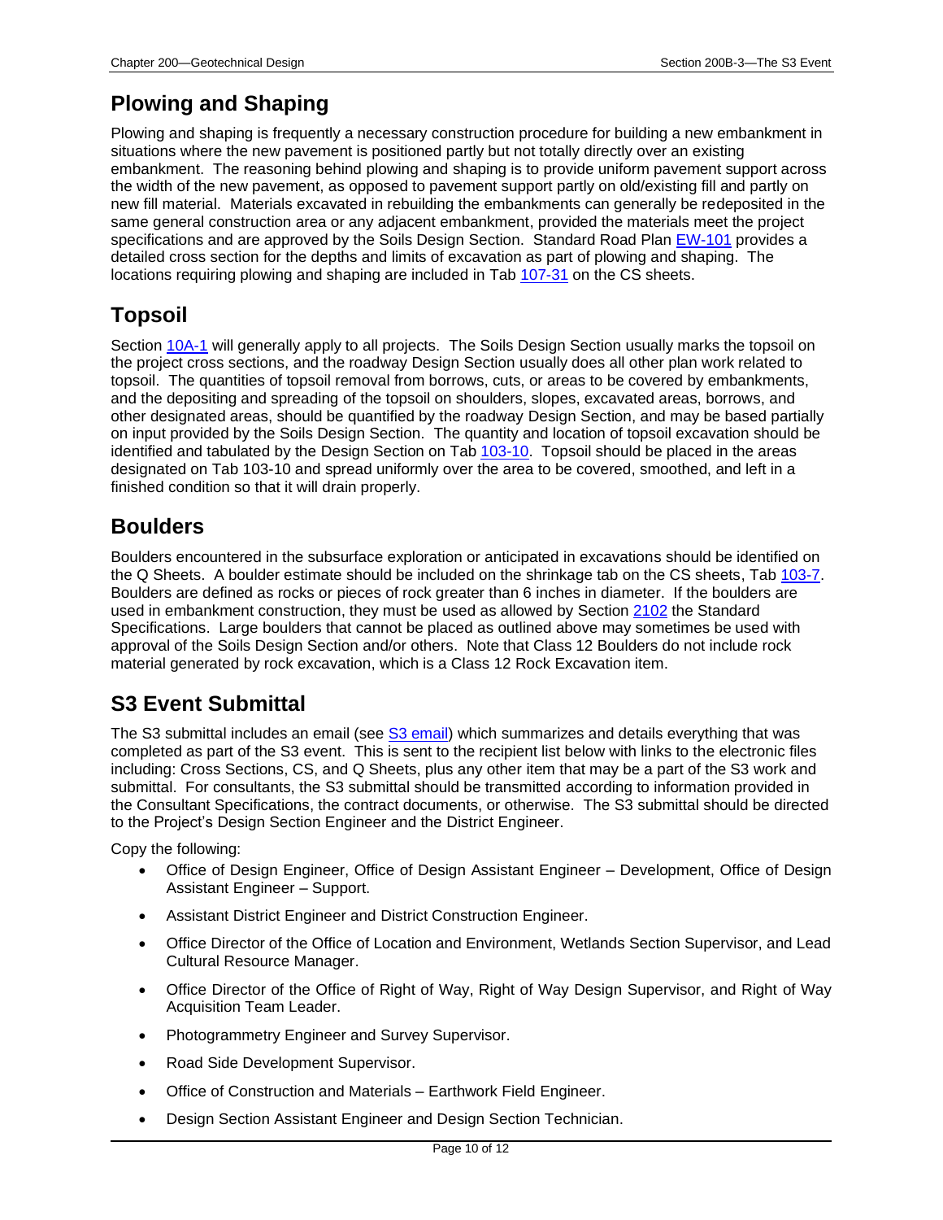## Plowing and Shaping

Plowing and shaping is frequently a necessary construction procedure for building a new embankment in situations where the new pavement is positioned partly but not totally directly over an existing embankment. The reasoning behind plowing and shaping is to provide uniform pavement support across the width of the new pavement, as opposed to pavement support partly on old/existing fill and partly on new fill material. Materials excavated in rebuilding the embankments can generally be redeposited in the same general construction area or any adjacent embankment, provided the materials meet the project specifications and are approved by the Soils Design Section. Standard Road Plan EW-101 provides a detailed cross section for the depths and limits of excavation as part of plowing and shaping. The locations requiring plowing and shaping are included in Tab 107-31 on the CS sheets.

## Topsoil

Section 10A-1 will generally apply to all projects. The Soils Design Section usually marks the topsoil on the project cross sections, and the roadway Design Section usually does all other plan work related to topsoil. The quantities of topsoil removal from borrows, cuts, or areas to be covered by embankments, and the depositing and spreading of the topsoil on shoulders, slopes, excavated areas, borrows, and other designated areas, should be quantified by the roadway Design Section, and may be based partially on input provided by the Soils Design Section. The quantity and location of topsoil excavation should be identified and tabulated by the Design Section on Tab 103-10. Topsoil should be placed in the areas designated on Tab 103-10 and spread uniformly over the area to be covered, smoothed, and left in a finished condition so that it will drain properly.

## Boulders

Boulders encountered in the subsurface exploration or anticipated in excavations should be identified on the Q Sheets. A boulder estimate should be included on the shrinkage tab on the CS sheets, Tab 103-7. Boulders are defined as rocks or pieces of rock greater than 6 inches in diameter. If the boulders are used in embankment construction, they must be used as allowed by Section 2102 the Standard Specifications. Large boulders that cannot be placed as outlined above may sometimes be used with approval of the Soils Design Section and/or others. Note that Class 12 Boulders do not include rock material generated by rock excavation, which is a Class 12 Rock Excavation item.

## S3 Event Submittal

The S3 submittal includes an email (see S3 email) which summarizes and details everything that was completed as part of the S3 event. This is sent to the recipient list below with links to the electronic files including: Cross Sections, CS, and Q Sheets, plus any other item that may be a part of the S3 work and submittal. For consultants, the S3 submittal should be transmitted according to information provided in the Consultant Specifications, the contract documents, or otherwise. The S3 submittal should be directed to the Project's Design Section Engineer and the District Engineer.

Copy the following:

- Office of Design Engineer, Office of Design Assistant Engineer – Development, Office of Design Assistant Engineer – Support.
- Assistant District Engineer and District Construction Engineer.
- Office Director of the Office of Location and Environment, Wetlands Section Supervisor, and Lead Cultural Resource Manager.
- Office Director of the Office of Right of Way, Right of Way Design Supervisor, and Right of Way Acquisition Team Leader.
- Photogrammetry Engineer and Survey Supervisor.
- Road Side Development Supervisor.
- Office of Construction and Materials – Earthwork Field Engineer.
- Design Section Assistant Engineer and Design Section Technician.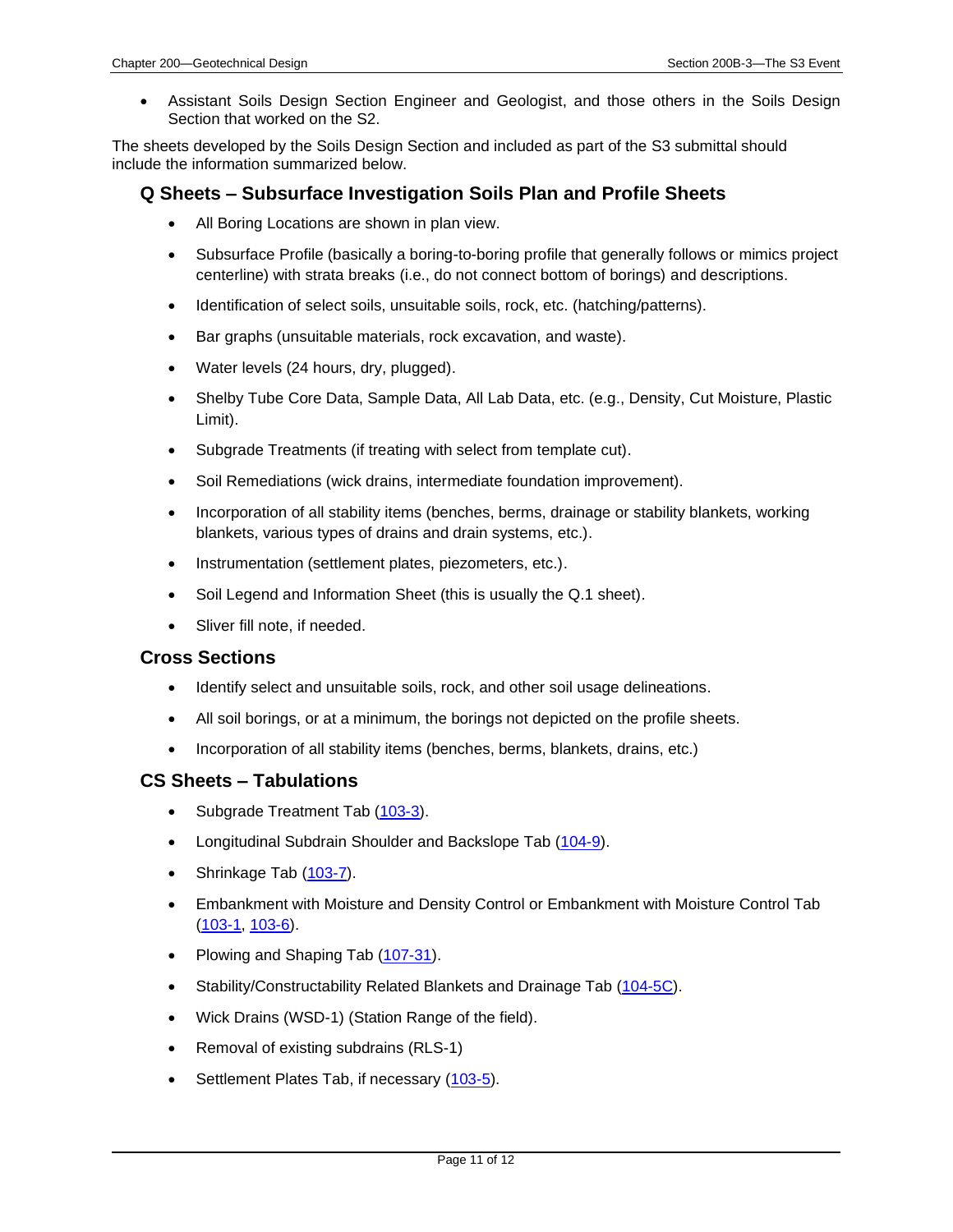- Assistant Soils Design Section Engineer and Geologist, and those others in the Soils Design Section that worked on the S2.

The sheets developed by the Soils Design Section and included as part of the S3 submittal should include the information summarized below.

### Q Sheets – Subsurface Investigation Soils Plan and Profile Sheets

- All Boring Locations are shown in plan view.
- Subsurface Profile (basically a boring-to-boring profile that generally follows or mimics project centerline) with strata breaks (i.e., do not connect bottom of borings) and descriptions.
- Identification of select soils, unsuitable soils, rock, etc. (hatching/patterns).
- Bar graphs (unsuitable materials, rock excavation, and waste).
- Water levels (24 hours, dry, plugged).
- Shelby Tube Core Data, Sample Data, All Lab Data, etc. (e.g., Density, Cut Moisture, Plastic Limit).
- Subgrade Treatments (if treating with select from template cut).
- Soil Remediations (wick drains, intermediate foundation improvement).
- Incorporation of all stability items (benches, berms, drainage or stability blankets, working blankets, various types of drains and drain systems, etc.).
- Instrumentation (settlement plates, piezometers, etc.).
- Soil Legend and Information Sheet (this is usually the Q.1 sheet).
- Sliver fill note, if needed.

### Cross Sections

- Identify select and unsuitable soils, rock, and other soil usage delineations.
- All soil borings, or at a minimum, the borings not depicted on the profile sheets.
- Incorporation of all stability items (benches, berms, blankets, drains, etc.)

### CS Sheets – Tabulations

- Subgrade Treatment Tab (103-3).
- Longitudinal Subdrain Shoulder and Backslope Tab (104-9).
- Shrinkage Tab (103-7).
- Embankment with Moisture and Density Control or Embankment with Moisture Control Tab (103-1, 103-6).
- Plowing and Shaping Tab (107-31).
- Stability/Constructability Related Blankets and Drainage Tab (104-5C).
- Wick Drains (WSD-1) (Station Range of the field).
- Removal of existing subdrains (RLS-1)
- Settlement Plates Tab, if necessary (103-5).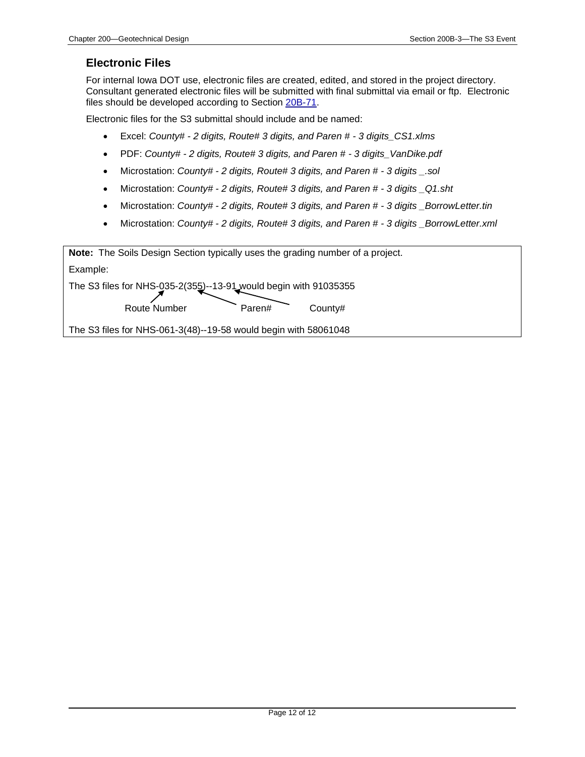## Electronic Files

For internal Iowa DOT use, electronic files are created, edited, and stored in the project directory. Consultant generated electronic files will be submitted with final submittal via email or ftp. Electronic files should be developed according to Section 20B-71.

Electronic files for the S3 submittal should include and be named:

- Excel: *County# - 2 digits, Route# 3 digits, and Paren # - 3 digits_CS1.xlms*
- PDF: *County# - 2 digits, Route# 3 digits, and Paren # - 3 digits_VanDike.pdf*
- Microstation: *County# - 2 digits, Route# 3 digits, and Paren # - 3 digits _.sol*
- Microstation: *County# - 2 digits, Route# 3 digits, and Paren # - 3 digits _Q1.sht*
- Microstation: *County# - 2 digits, Route# 3 digits, and Paren # - 3 digits _BorrowLetter.tin*
- Microstation: *County# - 2 digits, Route# 3 digits, and Paren # - 3 digits _BorrowLetter.xml*

**Note:** The Soils Design Section typically uses the grading number of a project.

Example:

The S3 files for NHS-035-2(355)--13-91 would begin with 91035355

(Route Number: 035; Paren#: 355; County#: 91)

The S3 files for NHS-061-3(48)--19-58 would begin with 58061048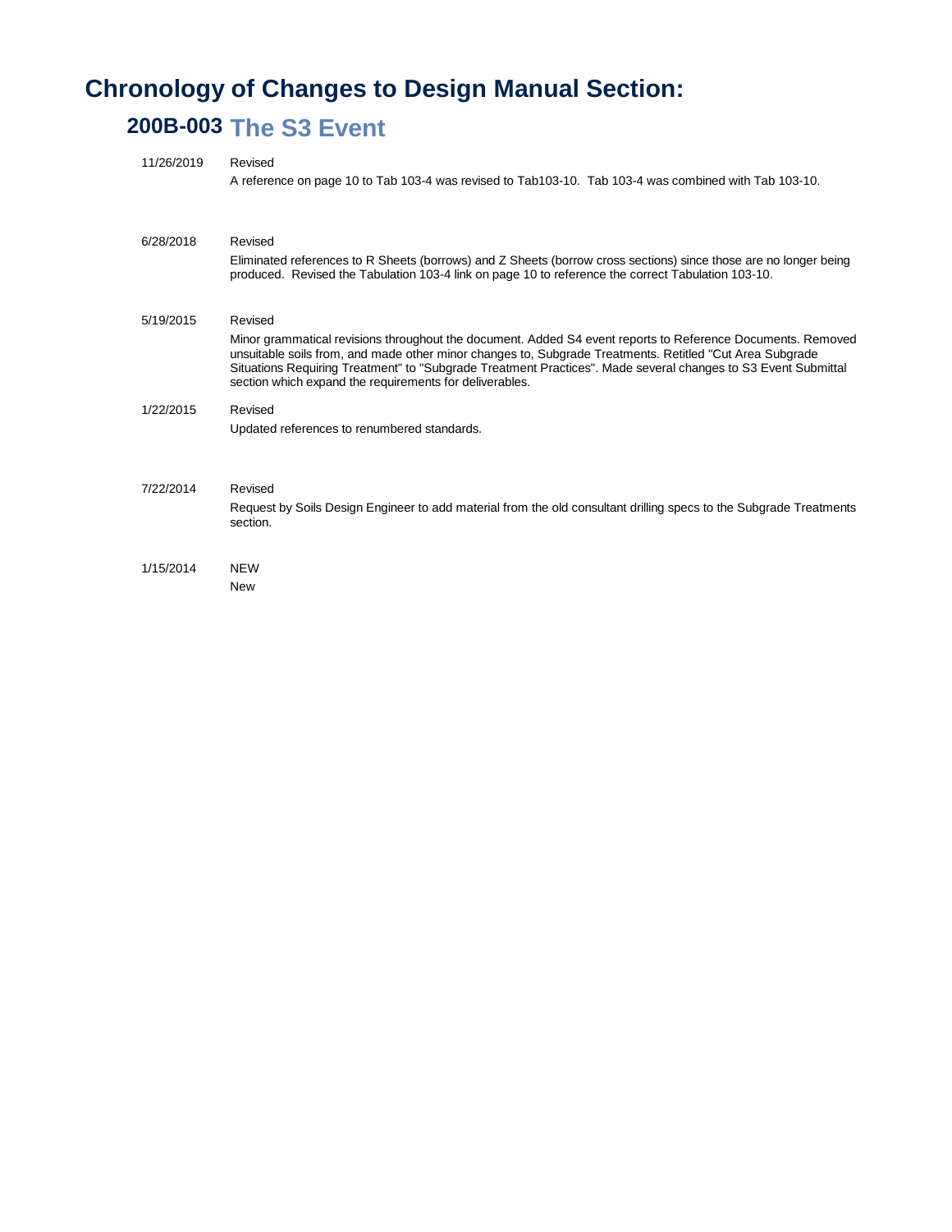# Chronology of Changes to Design Manual Section:

## 200B-003 The S3 Event

11/26/2019 Revised

A reference on page 10 to Tab 103-4 was revised to Tab103-10.  Tab 103-4 was combined with Tab 103-10.

6/28/2018 Revised

Eliminated references to R Sheets (borrows) and Z Sheets (borrow cross sections) since those are no longer being produced.  Revised the Tabulation 103-4 link on page 10 to reference the correct Tabulation 103-10.

5/19/2015 Revised

Minor grammatical revisions throughout the document. Added S4 event reports to Reference Documents. Removed unsuitable soils from, and made other minor changes to, Subgrade Treatments. Retitled "Cut Area Subgrade Situations Requiring Treatment" to "Subgrade Treatment Practices". Made several changes to S3 Event Submittal section which expand the requirements for deliverables.

1/22/2015 Revised

Updated references to renumbered standards.

7/22/2014 Revised

Request by Soils Design Engineer to add material from the old consultant drilling specs to the Subgrade Treatments section.

1/15/2014 NEW

New